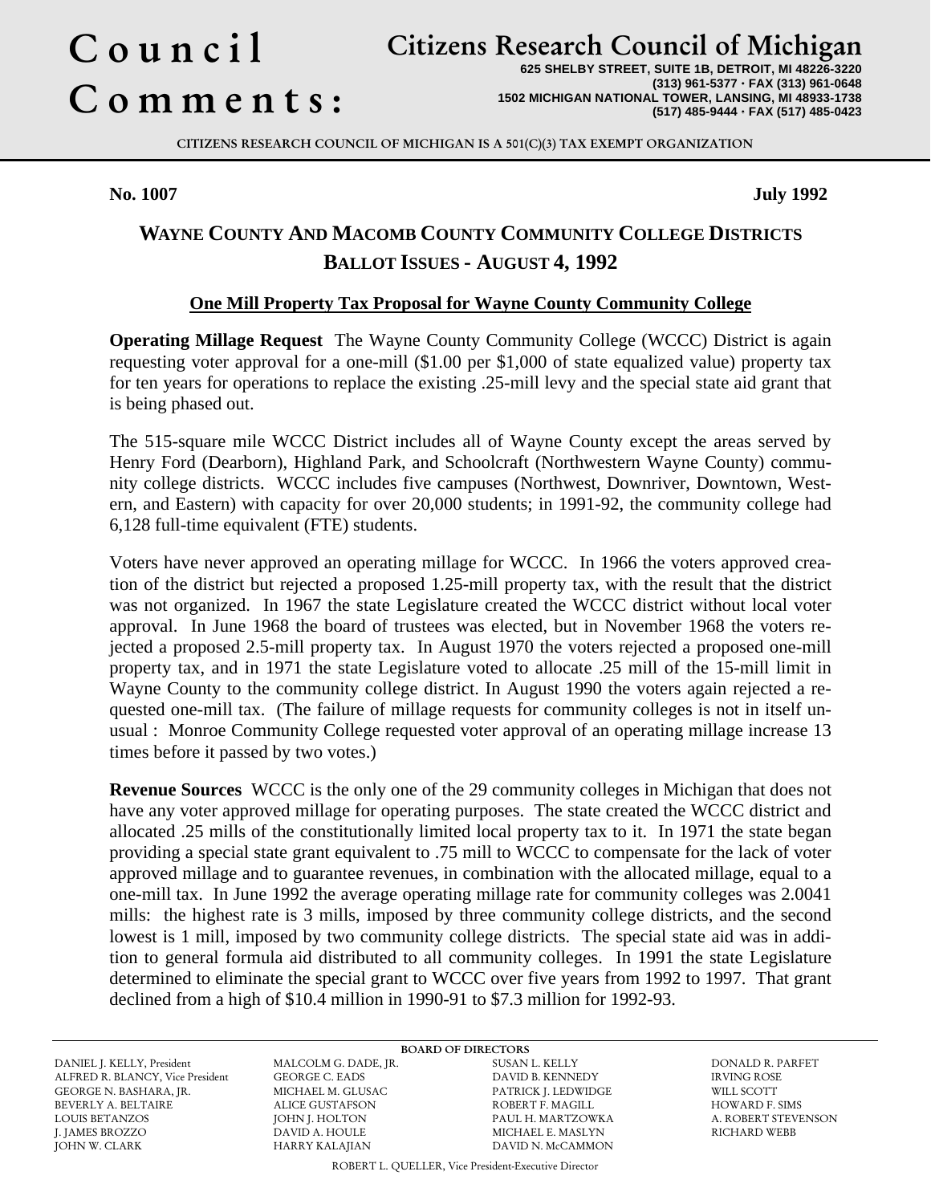# Council Comments:

## Citizens Research Council of Michigan

625 SHELBY STREET, SUITE 1B, DETROIT, MI 48226-3220
(313) 961-5377 · FAX (313) 961-0648
1502 MICHIGAN NATIONAL TOWER, LANSING, MI 48933-1738
(517) 485-9444 · FAX (517) 485-0423

CITIZENS RESEARCH COUNCIL OF MICHIGAN IS A 501(C)(3) TAX EXEMPT ORGANIZATION

**No. 1007** **July 1992**

# WAYNE COUNTY AND MACOMB COUNTY COMMUNITY COLLEGE DISTRICTS BALLOT ISSUES - AUGUST 4, 1992

## One Mill Property Tax Proposal for Wayne County Community College

**Operating Millage Request** The Wayne County Community College (WCCC) District is again requesting voter approval for a one-mill ($1.00 per $1,000 of state equalized value) property tax for ten years for operations to replace the existing .25-mill levy and the special state aid grant that is being phased out.

The 515-square mile WCCC District includes all of Wayne County except the areas served by Henry Ford (Dearborn), Highland Park, and Schoolcraft (Northwestern Wayne County) community college districts. WCCC includes five campuses (Northwest, Downriver, Downtown, Western, and Eastern) with capacity for over 20,000 students; in 1991-92, the community college had 6,128 full-time equivalent (FTE) students.

Voters have never approved an operating millage for WCCC. In 1966 the voters approved creation of the district but rejected a proposed 1.25-mill property tax, with the result that the district was not organized. In 1967 the state Legislature created the WCCC district without local voter approval. In June 1968 the board of trustees was elected, but in November 1968 the voters rejected a proposed 2.5-mill property tax. In August 1970 the voters rejected a proposed one-mill property tax, and in 1971 the state Legislature voted to allocate .25 mill of the 15-mill limit in Wayne County to the community college district. In August 1990 the voters again rejected a requested one-mill tax. (The failure of millage requests for community colleges is not in itself unusual : Monroe Community College requested voter approval of an operating millage increase 13 times before it passed by two votes.)

**Revenue Sources** WCCC is the only one of the 29 community colleges in Michigan that does not have any voter approved millage for operating purposes. The state created the WCCC district and allocated .25 mills of the constitutionally limited local property tax to it. In 1971 the state began providing a special state grant equivalent to .75 mill to WCCC to compensate for the lack of voter approved millage and to guarantee revenues, in combination with the allocated millage, equal to a one-mill tax. In June 1992 the average operating millage rate for community colleges was 2.0041 mills: the highest rate is 3 mills, imposed by three community college districts, and the second lowest is 1 mill, imposed by two community college districts. The special state aid was in addition to general formula aid distributed to all community colleges. In 1991 the state Legislature determined to eliminate the special grant to WCCC over five years from 1992 to 1997. That grant declined from a high of $10.4 million in 1990-91 to $7.3 million for 1992-93.

BOARD OF DIRECTORS

DANIEL J. KELLY, President
ALFRED R. BLANCY, Vice President
GEORGE N. BASHARA, JR.
BEVERLY A. BELTAIRE
LOUIS BETANZOS
J. JAMES BROZZO
JOHN W. CLARK
MALCOLM G. DADE, JR.
GEORGE C. EADS
MICHAEL M. GLUSAC
ALICE GUSTAFSON
JOHN J. HOLTON
DAVID A. HOULE
HARRY KALAJIAN
SUSAN L. KELLY
DAVID B. KENNEDY
PATRICK J. LEDWIDGE
ROBERT F. MAGILL
PAUL H. MARTZOWKA
MICHAEL E. MASLYN
DAVID N. McCAMMON
DONALD R. PARFET
IRVING ROSE
WILL SCOTT
HOWARD F. SIMS
A. ROBERT STEVENSON
RICHARD WEBB

ROBERT L. QUELLER, Vice President-Executive Director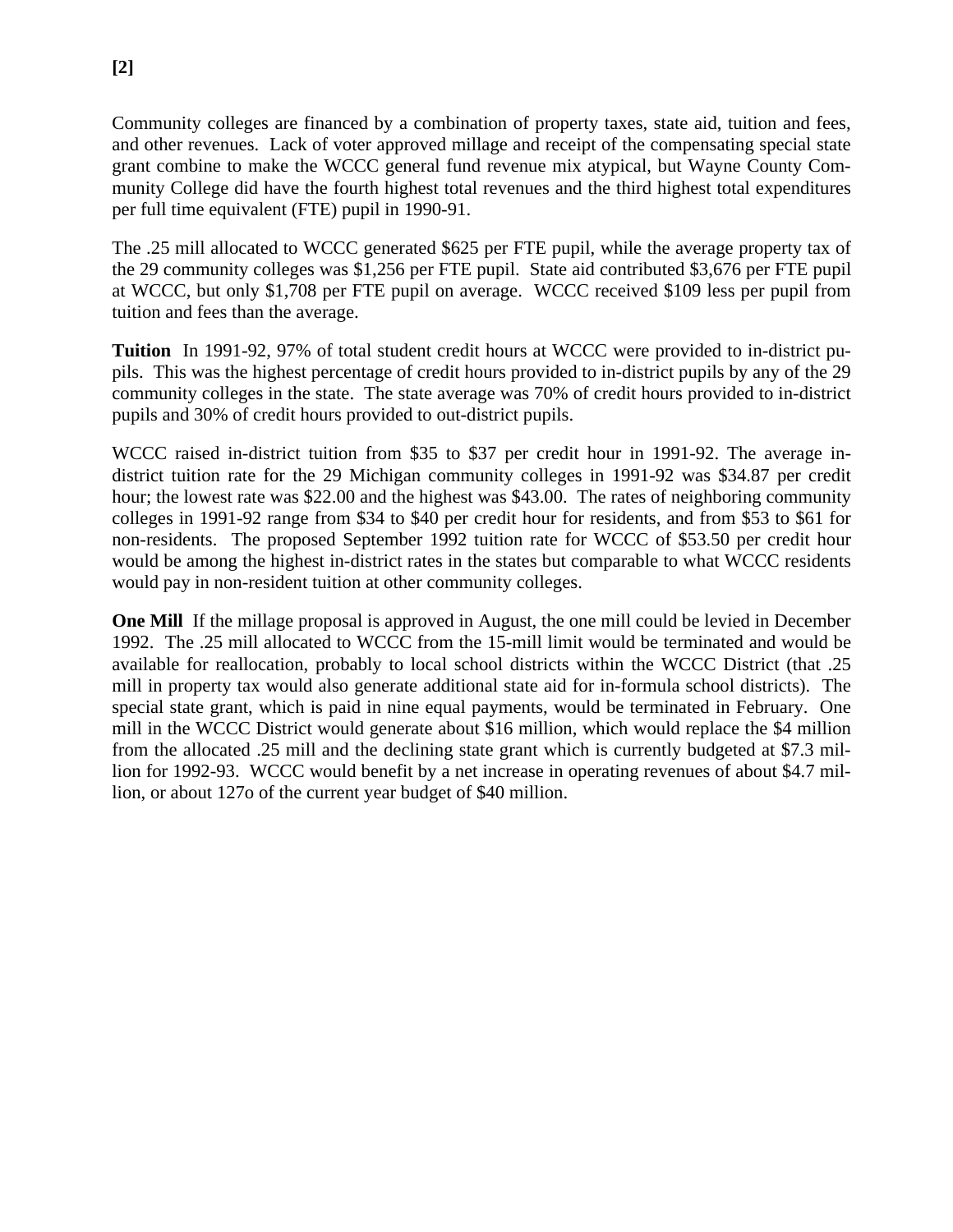Community colleges are financed by a combination of property taxes, state aid, tuition and fees, and other revenues. Lack of voter approved millage and receipt of the compensating special state grant combine to make the WCCC general fund revenue mix atypical, but Wayne County Community College did have the fourth highest total revenues and the third highest total expenditures per full time equivalent (FTE) pupil in 1990-91.

The .25 mill allocated to WCCC generated $625 per FTE pupil, while the average property tax of the 29 community colleges was $1,256 per FTE pupil. State aid contributed $3,676 per FTE pupil at WCCC, but only $1,708 per FTE pupil on average. WCCC received $109 less per pupil from tuition and fees than the average.

**Tuition** In 1991-92, 97% of total student credit hours at WCCC were provided to in-district pupils. This was the highest percentage of credit hours provided to in-district pupils by any of the 29 community colleges in the state. The state average was 70% of credit hours provided to in-district pupils and 30% of credit hours provided to out-district pupils.

WCCC raised in-district tuition from $35 to $37 per credit hour in 1991-92. The average in-district tuition rate for the 29 Michigan community colleges in 1991-92 was $34.87 per credit hour; the lowest rate was $22.00 and the highest was $43.00. The rates of neighboring community colleges in 1991-92 range from $34 to $40 per credit hour for residents, and from $53 to $61 for non-residents. The proposed September 1992 tuition rate for WCCC of $53.50 per credit hour would be among the highest in-district rates in the states but comparable to what WCCC residents would pay in non-resident tuition at other community colleges.

**One Mill** If the millage proposal is approved in August, the one mill could be levied in December 1992. The .25 mill allocated to WCCC from the 15-mill limit would be terminated and would be available for reallocation, probably to local school districts within the WCCC District (that .25 mill in property tax would also generate additional state aid for in-formula school districts). The special state grant, which is paid in nine equal payments, would be terminated in February. One mill in the WCCC District would generate about $16 million, which would replace the $4 million from the allocated .25 mill and the declining state grant which is currently budgeted at $7.3 million for 1992-93. WCCC would benefit by a net increase in operating revenues of about $4.7 million, or about 127o of the current year budget of $40 million.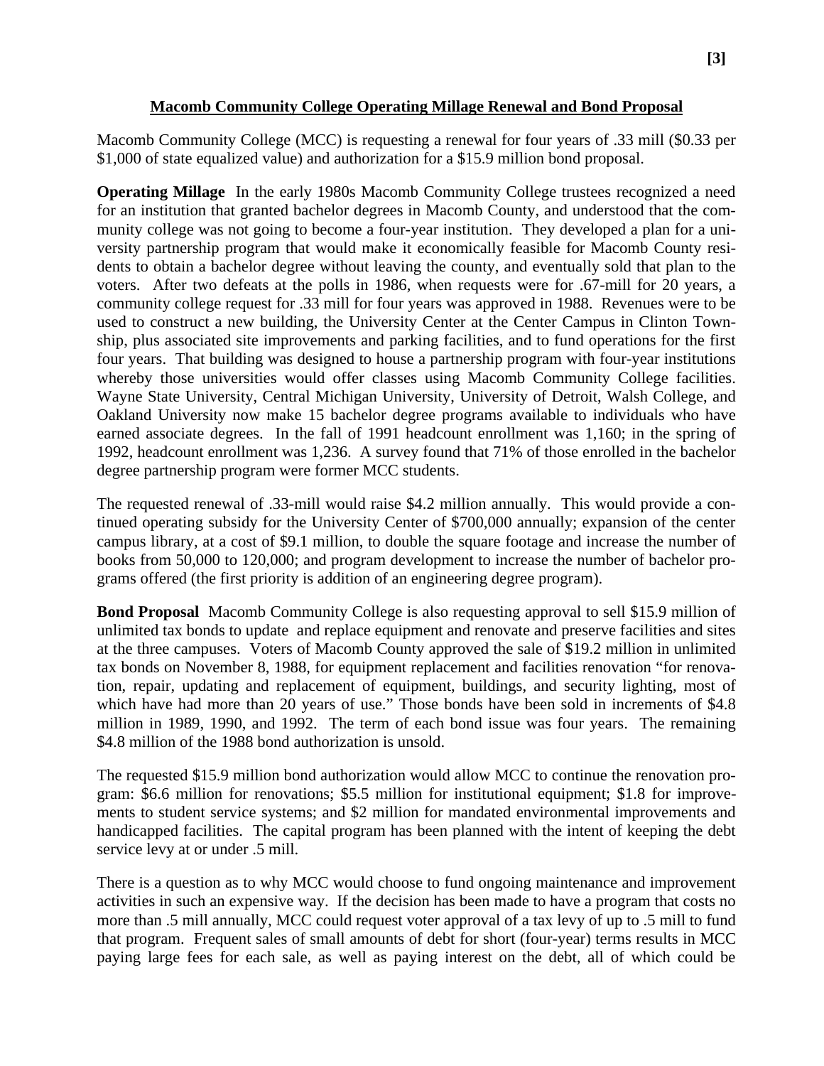## Macomb Community College Operating Millage Renewal and Bond Proposal

Macomb Community College (MCC) is requesting a renewal for four years of .33 mill ($0.33 per $1,000 of state equalized value) and authorization for a $15.9 million bond proposal.

**Operating Millage** In the early 1980s Macomb Community College trustees recognized a need for an institution that granted bachelor degrees in Macomb County, and understood that the community college was not going to become a four-year institution. They developed a plan for a university partnership program that would make it economically feasible for Macomb County residents to obtain a bachelor degree without leaving the county, and eventually sold that plan to the voters. After two defeats at the polls in 1986, when requests were for .67-mill for 20 years, a community college request for .33 mill for four years was approved in 1988. Revenues were to be used to construct a new building, the University Center at the Center Campus in Clinton Township, plus associated site improvements and parking facilities, and to fund operations for the first four years. That building was designed to house a partnership program with four-year institutions whereby those universities would offer classes using Macomb Community College facilities. Wayne State University, Central Michigan University, University of Detroit, Walsh College, and Oakland University now make 15 bachelor degree programs available to individuals who have earned associate degrees. In the fall of 1991 headcount enrollment was 1,160; in the spring of 1992, headcount enrollment was 1,236. A survey found that 71% of those enrolled in the bachelor degree partnership program were former MCC students.

The requested renewal of .33-mill would raise $4.2 million annually. This would provide a continued operating subsidy for the University Center of $700,000 annually; expansion of the center campus library, at a cost of $9.1 million, to double the square footage and increase the number of books from 50,000 to 120,000; and program development to increase the number of bachelor programs offered (the first priority is addition of an engineering degree program).

**Bond Proposal** Macomb Community College is also requesting approval to sell $15.9 million of unlimited tax bonds to update and replace equipment and renovate and preserve facilities and sites at the three campuses. Voters of Macomb County approved the sale of $19.2 million in unlimited tax bonds on November 8, 1988, for equipment replacement and facilities renovation "for renovation, repair, updating and replacement of equipment, buildings, and security lighting, most of which have had more than 20 years of use." Those bonds have been sold in increments of $4.8 million in 1989, 1990, and 1992. The term of each bond issue was four years. The remaining $4.8 million of the 1988 bond authorization is unsold.

The requested $15.9 million bond authorization would allow MCC to continue the renovation program: $6.6 million for renovations; $5.5 million for institutional equipment; $1.8 for improvements to student service systems; and $2 million for mandated environmental improvements and handicapped facilities. The capital program has been planned with the intent of keeping the debt service levy at or under .5 mill.

There is a question as to why MCC would choose to fund ongoing maintenance and improvement activities in such an expensive way. If the decision has been made to have a program that costs no more than .5 mill annually, MCC could request voter approval of a tax levy of up to .5 mill to fund that program. Frequent sales of small amounts of debt for short (four-year) terms results in MCC paying large fees for each sale, as well as paying interest on the debt, all of which could be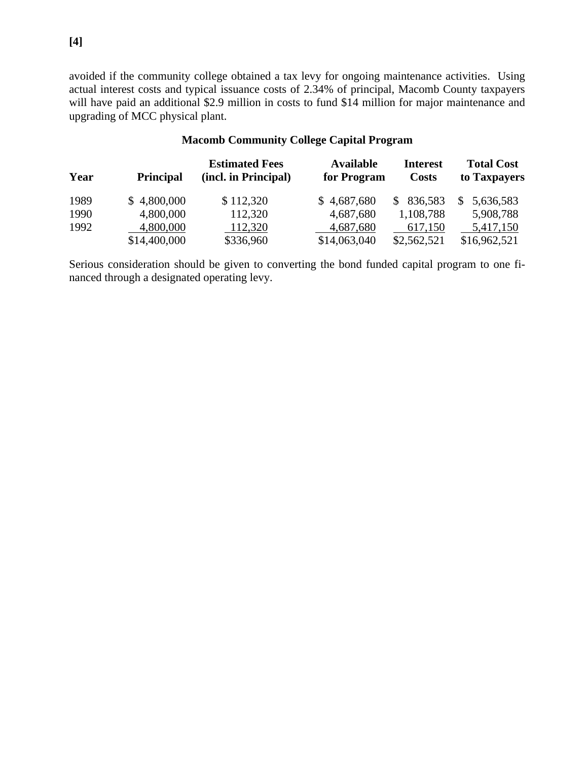avoided if the community college obtained a tax levy for ongoing maintenance activities. Using actual interest costs and typical issuance costs of 2.34% of principal, Macomb County taxpayers will have paid an additional $2.9 million in costs to fund $14 million for major maintenance and upgrading of MCC physical plant.

**Macomb Community College Capital Program**

| Year | Principal | Estimated Fees (incl. in Principal) | Available for Program | Interest Costs | Total Cost to Taxpayers |
|---|---|---|---|---|---|
| 1989 | $ 4,800,000 | $ 112,320 | $ 4,687,680 | $ 836,583 | $ 5,636,583 |
| 1990 | 4,800,000 | 112,320 | 4,687,680 | 1,108,788 | 5,908,788 |
| 1992 | 4,800,000 | 112,320 | 4,687,680 | 617,150 | 5,417,150 |
| | $14,400,000 | $336,960 | $14,063,040 | $2,562,521 | $16,962,521 |

Serious consideration should be given to converting the bond funded capital program to one financed through a designated operating levy.